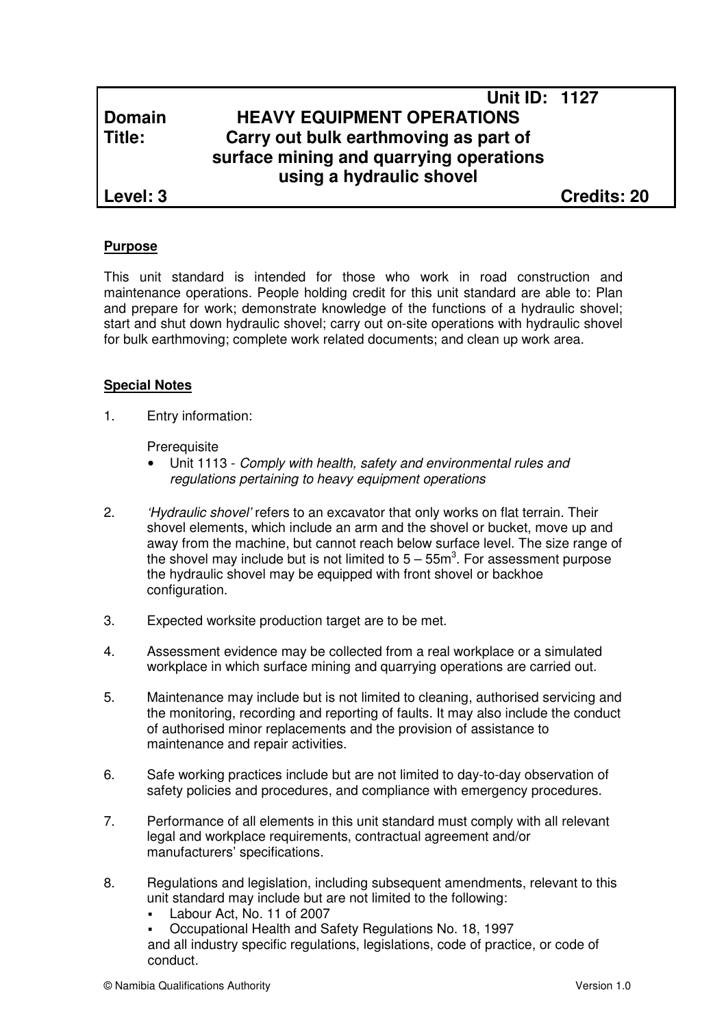| | Unit ID: 1127 | |
|---|---|---|
| **Domain** | **HEAVY EQUIPMENT OPERATIONS** | |
| **Title:** | **Carry out bulk earthmoving as part of surface mining and quarrying operations using a hydraulic shovel** | |
| **Level: 3** | | **Credits: 20** |

## Purpose

This unit standard is intended for those who work in road construction and maintenance operations. People holding credit for this unit standard are able to: Plan and prepare for work; demonstrate knowledge of the functions of a hydraulic shovel; start and shut down hydraulic shovel; carry out on-site operations with hydraulic shovel for bulk earthmoving; complete work related documents; and clean up work area.

## Special Notes

1. Entry information:

   Prerequisite
   - Unit 1113 - *Comply with health, safety and environmental rules and regulations pertaining to heavy equipment operations*

2. *'Hydraulic shovel'* refers to an excavator that only works on flat terrain. Their shovel elements, which include an arm and the shovel or bucket, move up and away from the machine, but cannot reach below surface level. The size range of the shovel may include but is not limited to $5 – 55m^3$. For assessment purpose the hydraulic shovel may be equipped with front shovel or backhoe configuration.

3. Expected worksite production target are to be met.

4. Assessment evidence may be collected from a real workplace or a simulated workplace in which surface mining and quarrying operations are carried out.

5. Maintenance may include but is not limited to cleaning, authorised servicing and the monitoring, recording and reporting of faults. It may also include the conduct of authorised minor replacements and the provision of assistance to maintenance and repair activities.

6. Safe working practices include but are not limited to day-to-day observation of safety policies and procedures, and compliance with emergency procedures.

7. Performance of all elements in this unit standard must comply with all relevant legal and workplace requirements, contractual agreement and/or manufacturers' specifications.

8. Regulations and legislation, including subsequent amendments, relevant to this unit standard may include but are not limited to the following:
   - Labour Act, No. 11 of 2007
   - Occupational Health and Safety Regulations No. 18, 1997

   and all industry specific regulations, legislations, code of practice, or code of conduct.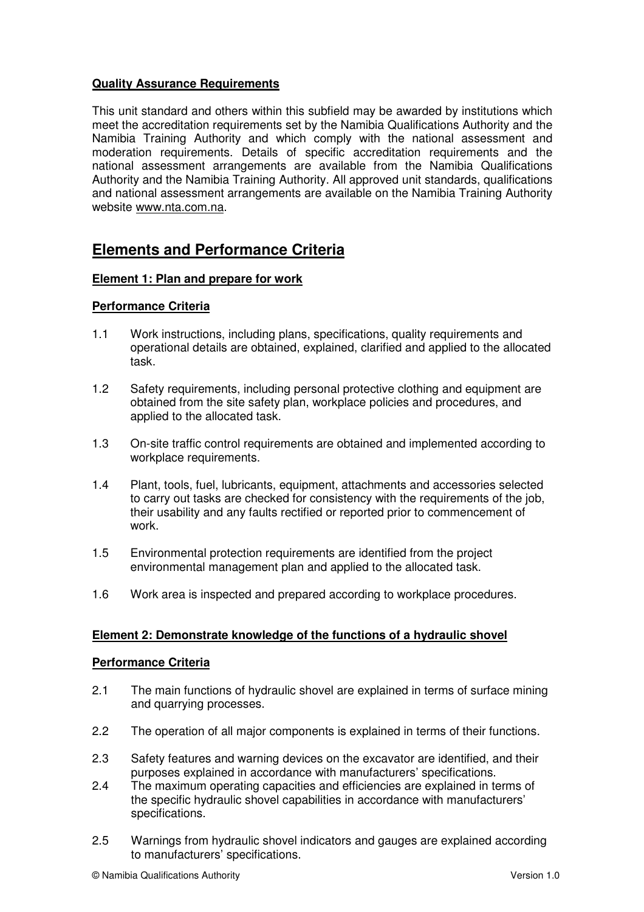**Quality Assurance Requirements**

This unit standard and others within this subfield may be awarded by institutions which meet the accreditation requirements set by the Namibia Qualifications Authority and the Namibia Training Authority and which comply with the national assessment and moderation requirements. Details of specific accreditation requirements and the national assessment arrangements are available from the Namibia Qualifications Authority and the Namibia Training Authority. All approved unit standards, qualifications and national assessment arrangements are available on the Namibia Training Authority website www.nta.com.na.

## Elements and Performance Criteria

**Element 1: Plan and prepare for work**

**Performance Criteria**

1.1 Work instructions, including plans, specifications, quality requirements and operational details are obtained, explained, clarified and applied to the allocated task.

1.2 Safety requirements, including personal protective clothing and equipment are obtained from the site safety plan, workplace policies and procedures, and applied to the allocated task.

1.3 On-site traffic control requirements are obtained and implemented according to workplace requirements.

1.4 Plant, tools, fuel, lubricants, equipment, attachments and accessories selected to carry out tasks are checked for consistency with the requirements of the job, their usability and any faults rectified or reported prior to commencement of work.

1.5 Environmental protection requirements are identified from the project environmental management plan and applied to the allocated task.

1.6 Work area is inspected and prepared according to workplace procedures.

**Element 2: Demonstrate knowledge of the functions of a hydraulic shovel**

**Performance Criteria**

2.1 The main functions of hydraulic shovel are explained in terms of surface mining and quarrying processes.

2.2 The operation of all major components is explained in terms of their functions.

2.3 Safety features and warning devices on the excavator are identified, and their purposes explained in accordance with manufacturers' specifications.

2.4 The maximum operating capacities and efficiencies are explained in terms of the specific hydraulic shovel capabilities in accordance with manufacturers' specifications.

2.5 Warnings from hydraulic shovel indicators and gauges are explained according to manufacturers' specifications.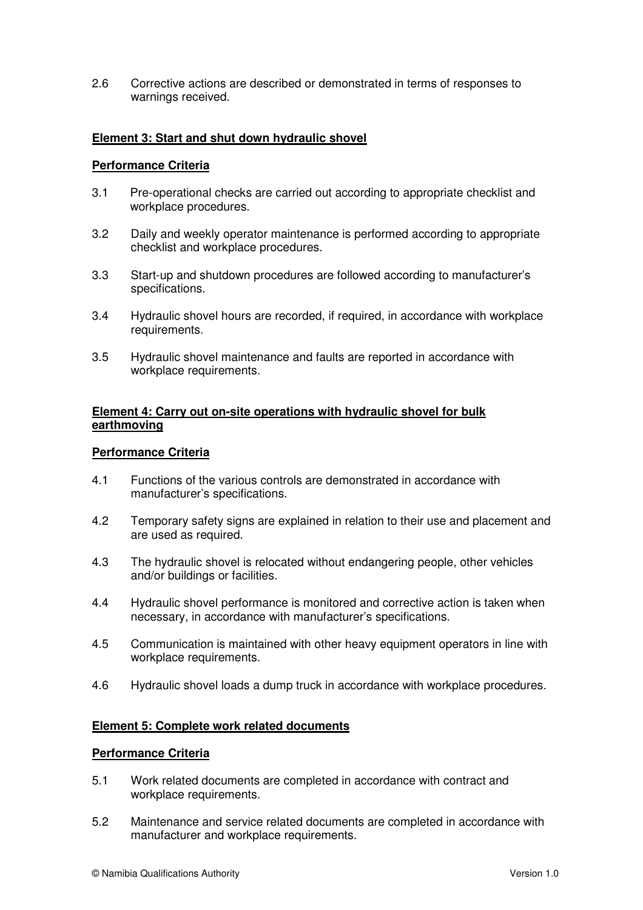2.6 Corrective actions are described or demonstrated in terms of responses to warnings received.

## Element 3: Start and shut down hydraulic shovel

### Performance Criteria

3.1 Pre-operational checks are carried out according to appropriate checklist and workplace procedures.

3.2 Daily and weekly operator maintenance is performed according to appropriate checklist and workplace procedures.

3.3 Start-up and shutdown procedures are followed according to manufacturer's specifications.

3.4 Hydraulic shovel hours are recorded, if required, in accordance with workplace requirements.

3.5 Hydraulic shovel maintenance and faults are reported in accordance with workplace requirements.

## Element 4: Carry out on-site operations with hydraulic shovel for bulk earthmoving

### Performance Criteria

4.1 Functions of the various controls are demonstrated in accordance with manufacturer's specifications.

4.2 Temporary safety signs are explained in relation to their use and placement and are used as required.

4.3 The hydraulic shovel is relocated without endangering people, other vehicles and/or buildings or facilities.

4.4 Hydraulic shovel performance is monitored and corrective action is taken when necessary, in accordance with manufacturer's specifications.

4.5 Communication is maintained with other heavy equipment operators in line with workplace requirements.

4.6 Hydraulic shovel loads a dump truck in accordance with workplace procedures.

## Element 5: Complete work related documents

### Performance Criteria

5.1 Work related documents are completed in accordance with contract and workplace requirements.

5.2 Maintenance and service related documents are completed in accordance with manufacturer and workplace requirements.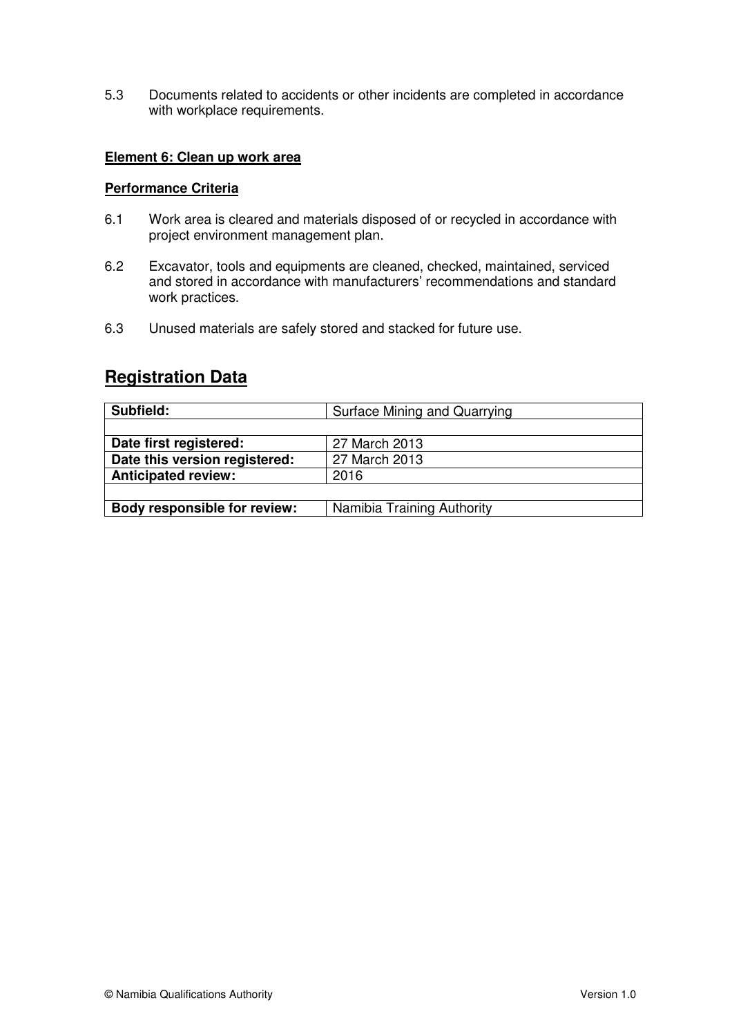5.3 Documents related to accidents or other incidents are completed in accordance with workplace requirements.

**Element 6: Clean up work area**

**Performance Criteria**

6.1 Work area is cleared and materials disposed of or recycled in accordance with project environment management plan.

6.2 Excavator, tools and equipments are cleaned, checked, maintained, serviced and stored in accordance with manufacturers' recommendations and standard work practices.

6.3 Unused materials are safely stored and stacked for future use.

## Registration Data

| | |
|---|---|
| **Subfield:** | Surface Mining and Quarrying |
| | |
| **Date first registered:** | 27 March 2013 |
| **Date this version registered:** | 27 March 2013 |
| **Anticipated review:** | 2016 |
| | |
| **Body responsible for review:** | Namibia Training Authority |